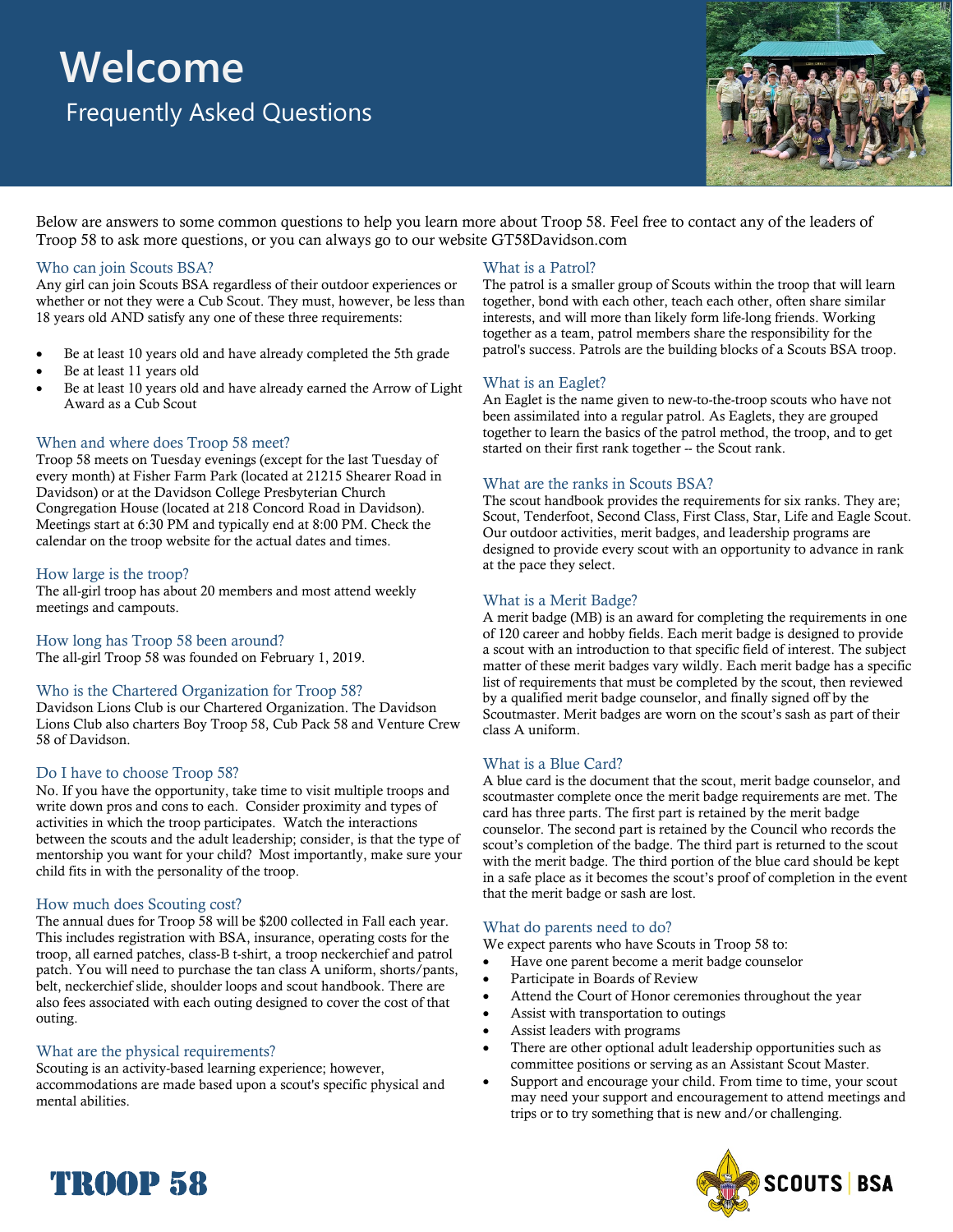# Welcome

## Frequently Asked Questions

Below are answers to some common questions to help you learn more about Troop 58. Feel free to contact any of the leaders of Troop 58 to ask more questions, or you can always go to our website GT58Davidson.com

### Who can join Scouts BSA?

Any girl can join Scouts BSA regardless of their outdoor experiences or whether or not they were a Cub Scout. They must, however, be less than 18 years old AND satisfy any one of these three requirements:

- Be at least 10 years old and have already completed the 5th grade
- Be at least 11 years old
- Be at least 10 years old and have already earned the Arrow of Light Award as a Cub Scout

### When and where does Troop 58 meet?

Troop 58 meets on Tuesday evenings (except for the last Tuesday of every month) at Fisher Farm Park (located at 21215 Shearer Road in Davidson) or at the Davidson College Presbyterian Church Congregation House (located at 218 Concord Road in Davidson). Meetings start at 6:30 PM and typically end at 8:00 PM. Check the calendar on the troop website for the actual dates and times.

### How large is the troop?

The all-girl troop has about 20 members and most attend weekly meetings and campouts.

### How long has Troop 58 been around?

The all-girl Troop 58 was founded on February 1, 2019.

### Who is the Chartered Organization for Troop 58?

Davidson Lions Club is our Chartered Organization. The Davidson Lions Club also charters Boy Troop 58, Cub Pack 58 and Venture Crew 58 of Davidson.

### Do I have to choose Troop 58?

No. If you have the opportunity, take time to visit multiple troops and write down pros and cons to each. Consider proximity and types of activities in which the troop participates. Watch the interactions between the scouts and the adult leadership; consider, is that the type of mentorship you want for your child? Most importantly, make sure your child fits in with the personality of the troop.

### How much does Scouting cost?

The annual dues for Troop 58 will be $200 collected in Fall each year. This includes registration with BSA, insurance, operating costs for the troop, all earned patches, class-B t-shirt, a troop neckerchief and patrol patch. You will need to purchase the tan class A uniform, shorts/pants, belt, neckerchief slide, shoulder loops and scout handbook. There are also fees associated with each outing designed to cover the cost of that outing.

### What are the physical requirements?

Scouting is an activity-based learning experience; however, accommodations are made based upon a scout's specific physical and mental abilities.

### What is a Patrol?

The patrol is a smaller group of Scouts within the troop that will learn together, bond with each other, teach each other, often share similar interests, and will more than likely form life-long friends. Working together as a team, patrol members share the responsibility for the patrol's success. Patrols are the building blocks of a Scouts BSA troop.

### What is an Eaglet?

An Eaglet is the name given to new-to-the-troop scouts who have not been assimilated into a regular patrol. As Eaglets, they are grouped together to learn the basics of the patrol method, the troop, and to get started on their first rank together -- the Scout rank.

### What are the ranks in Scouts BSA?

The scout handbook provides the requirements for six ranks. They are; Scout, Tenderfoot, Second Class, First Class, Star, Life and Eagle Scout. Our outdoor activities, merit badges, and leadership programs are designed to provide every scout with an opportunity to advance in rank at the pace they select.

### What is a Merit Badge?

A merit badge (MB) is an award for completing the requirements in one of 120 career and hobby fields. Each merit badge is designed to provide a scout with an introduction to that specific field of interest. The subject matter of these merit badges vary wildly. Each merit badge has a specific list of requirements that must be completed by the scout, then reviewed by a qualified merit badge counselor, and finally signed off by the Scoutmaster. Merit badges are worn on the scout's sash as part of their class A uniform.

### What is a Blue Card?

A blue card is the document that the scout, merit badge counselor, and scoutmaster complete once the merit badge requirements are met. The card has three parts. The first part is retained by the merit badge counselor. The second part is retained by the Council who records the scout's completion of the badge. The third part is returned to the scout with the merit badge. The third portion of the blue card should be kept in a safe place as it becomes the scout's proof of completion in the event that the merit badge or sash are lost.

### What do parents need to do?

We expect parents who have Scouts in Troop 58 to:

- Have one parent become a merit badge counselor
- Participate in Boards of Review
- Attend the Court of Honor ceremonies throughout the year
- Assist with transportation to outings
- Assist leaders with programs
- There are other optional adult leadership opportunities such as committee positions or serving as an Assistant Scout Master.
- Support and encourage your child. From time to time, your scout may need your support and encouragement to attend meetings and trips or to try something that is new and/or challenging.

TROOP 58

SCOUTS | BSA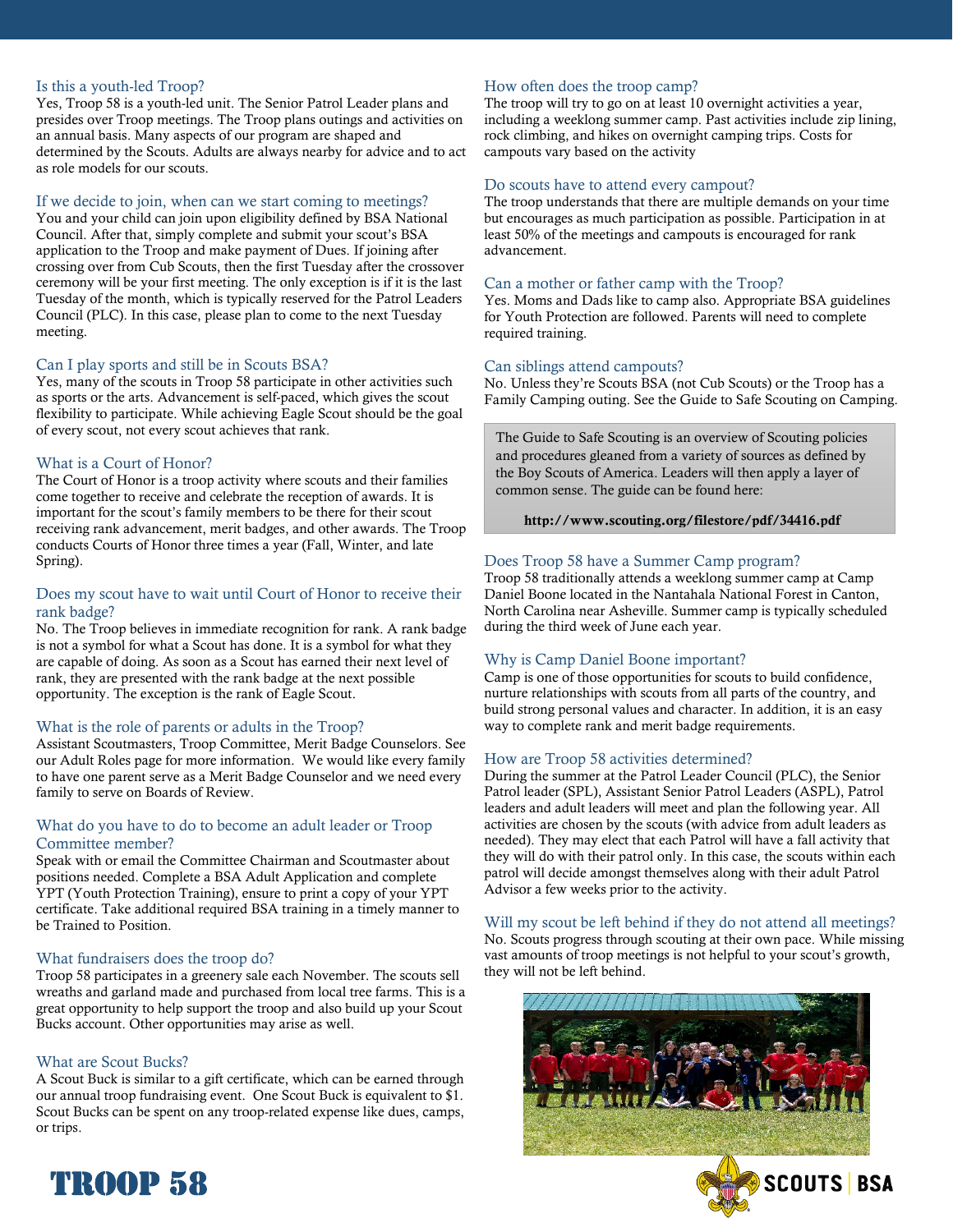### Is this a youth-led Troop?

Yes, Troop 58 is a youth-led unit. The Senior Patrol Leader plans and presides over Troop meetings. The Troop plans outings and activities on an annual basis. Many aspects of our program are shaped and determined by the Scouts. Adults are always nearby for advice and to act as role models for our scouts.

### If we decide to join, when can we start coming to meetings?

You and your child can join upon eligibility defined by BSA National Council. After that, simply complete and submit your scout's BSA application to the Troop and make payment of Dues. If joining after crossing over from Cub Scouts, then the first Tuesday after the crossover ceremony will be your first meeting. The only exception is if it is the last Tuesday of the month, which is typically reserved for the Patrol Leaders Council (PLC). In this case, please plan to come to the next Tuesday meeting.

### Can I play sports and still be in Scouts BSA?

Yes, many of the scouts in Troop 58 participate in other activities such as sports or the arts. Advancement is self-paced, which gives the scout flexibility to participate. While achieving Eagle Scout should be the goal of every scout, not every scout achieves that rank.

### What is a Court of Honor?

The Court of Honor is a troop activity where scouts and their families come together to receive and celebrate the reception of awards. It is important for the scout's family members to be there for their scout receiving rank advancement, merit badges, and other awards. The Troop conducts Courts of Honor three times a year (Fall, Winter, and late Spring).

### Does my scout have to wait until Court of Honor to receive their rank badge?

No. The Troop believes in immediate recognition for rank. A rank badge is not a symbol for what a Scout has done. It is a symbol for what they are capable of doing. As soon as a Scout has earned their next level of rank, they are presented with the rank badge at the next possible opportunity. The exception is the rank of Eagle Scout.

### What is the role of parents or adults in the Troop?

Assistant Scoutmasters, Troop Committee, Merit Badge Counselors. See our Adult Roles page for more information. We would like every family to have one parent serve as a Merit Badge Counselor and we need every family to serve on Boards of Review.

### What do you have to do to become an adult leader or Troop Committee member?

Speak with or email the Committee Chairman and Scoutmaster about positions needed. Complete a BSA Adult Application and complete YPT (Youth Protection Training), ensure to print a copy of your YPT certificate. Take additional required BSA training in a timely manner to be Trained to Position.

### What fundraisers does the troop do?

Troop 58 participates in a greenery sale each November. The scouts sell wreaths and garland made and purchased from local tree farms. This is a great opportunity to help support the troop and also build up your Scout Bucks account. Other opportunities may arise as well.

### What are Scout Bucks?

A Scout Buck is similar to a gift certificate, which can be earned through our annual troop fundraising event. One Scout Buck is equivalent to $1. Scout Bucks can be spent on any troop-related expense like dues, camps, or trips.

### How often does the troop camp?

The troop will try to go on at least 10 overnight activities a year, including a weeklong summer camp. Past activities include zip lining, rock climbing, and hikes on overnight camping trips. Costs for campouts vary based on the activity

### Do scouts have to attend every campout?

The troop understands that there are multiple demands on your time but encourages as much participation as possible. Participation in at least 50% of the meetings and campouts is encouraged for rank advancement.

### Can a mother or father camp with the Troop?

Yes. Moms and Dads like to camp also. Appropriate BSA guidelines for Youth Protection are followed. Parents will need to complete required training.

### Can siblings attend campouts?

No. Unless they're Scouts BSA (not Cub Scouts) or the Troop has a Family Camping outing. See the Guide to Safe Scouting on Camping.

> The Guide to Safe Scouting is an overview of Scouting policies and procedures gleaned from a variety of sources as defined by the Boy Scouts of America. Leaders will then apply a layer of common sense. The guide can be found here:
>
> **http://www.scouting.org/filestore/pdf/34416.pdf**

### Does Troop 58 have a Summer Camp program?

Troop 58 traditionally attends a weeklong summer camp at Camp Daniel Boone located in the Nantahala National Forest in Canton, North Carolina near Asheville. Summer camp is typically scheduled during the third week of June each year.

### Why is Camp Daniel Boone important?

Camp is one of those opportunities for scouts to build confidence, nurture relationships with scouts from all parts of the country, and build strong personal values and character. In addition, it is an easy way to complete rank and merit badge requirements.

### How are Troop 58 activities determined?

During the summer at the Patrol Leader Council (PLC), the Senior Patrol leader (SPL), Assistant Senior Patrol Leaders (ASPL), Patrol leaders and adult leaders will meet and plan the following year. All activities are chosen by the scouts (with advice from adult leaders as needed). They may elect that each Patrol will have a fall activity that they will do with their patrol only. In this case, the scouts within each patrol will decide amongst themselves along with their adult Patrol Advisor a few weeks prior to the activity.

### Will my scout be left behind if they do not attend all meetings?

No. Scouts progress through scouting at their own pace. While missing vast amounts of troop meetings is not helpful to your scout's growth, they will not be left behind.

**TROOP 58**

SCOUTS | BSA